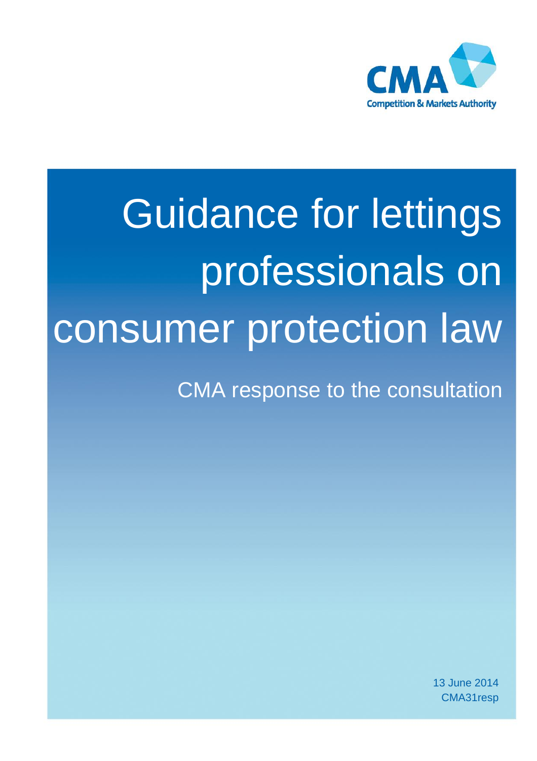CMA

Competition & Markets Authority

# Guidance for lettings professionals on consumer protection law

## CMA response to the consultation

13 June 2014
CMA31resp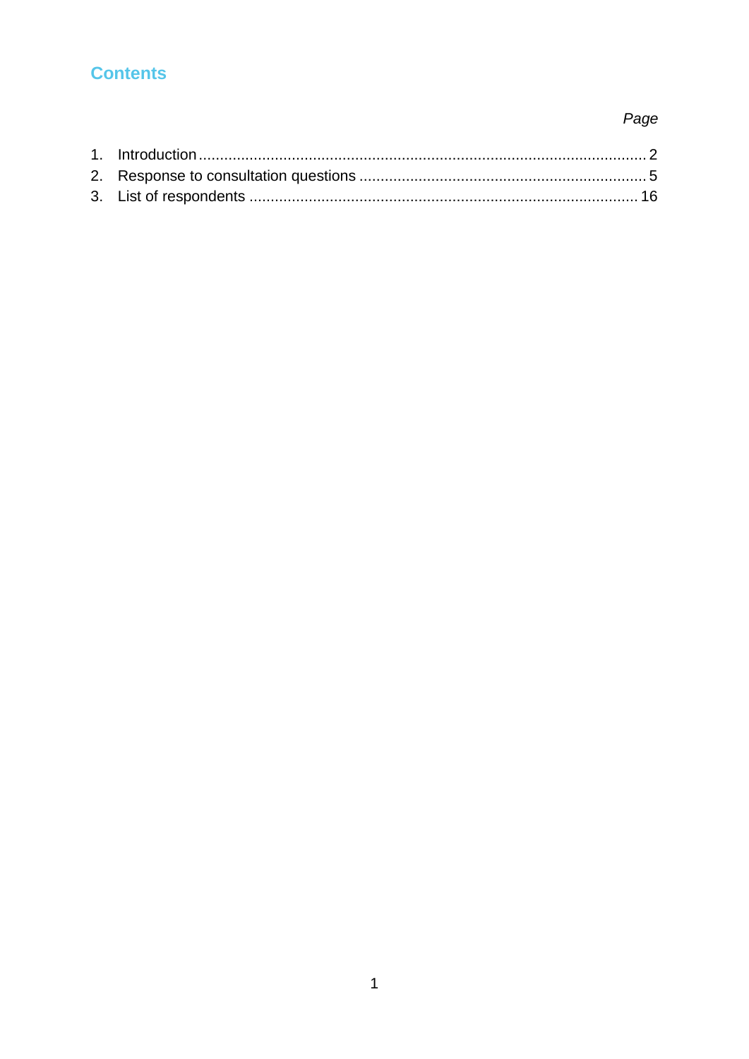## Contents

| | *Page* |
|---|---|
| 1. Introduction | 2 |
| 2. Response to consultation questions | 5 |
| 3. List of respondents | 16 |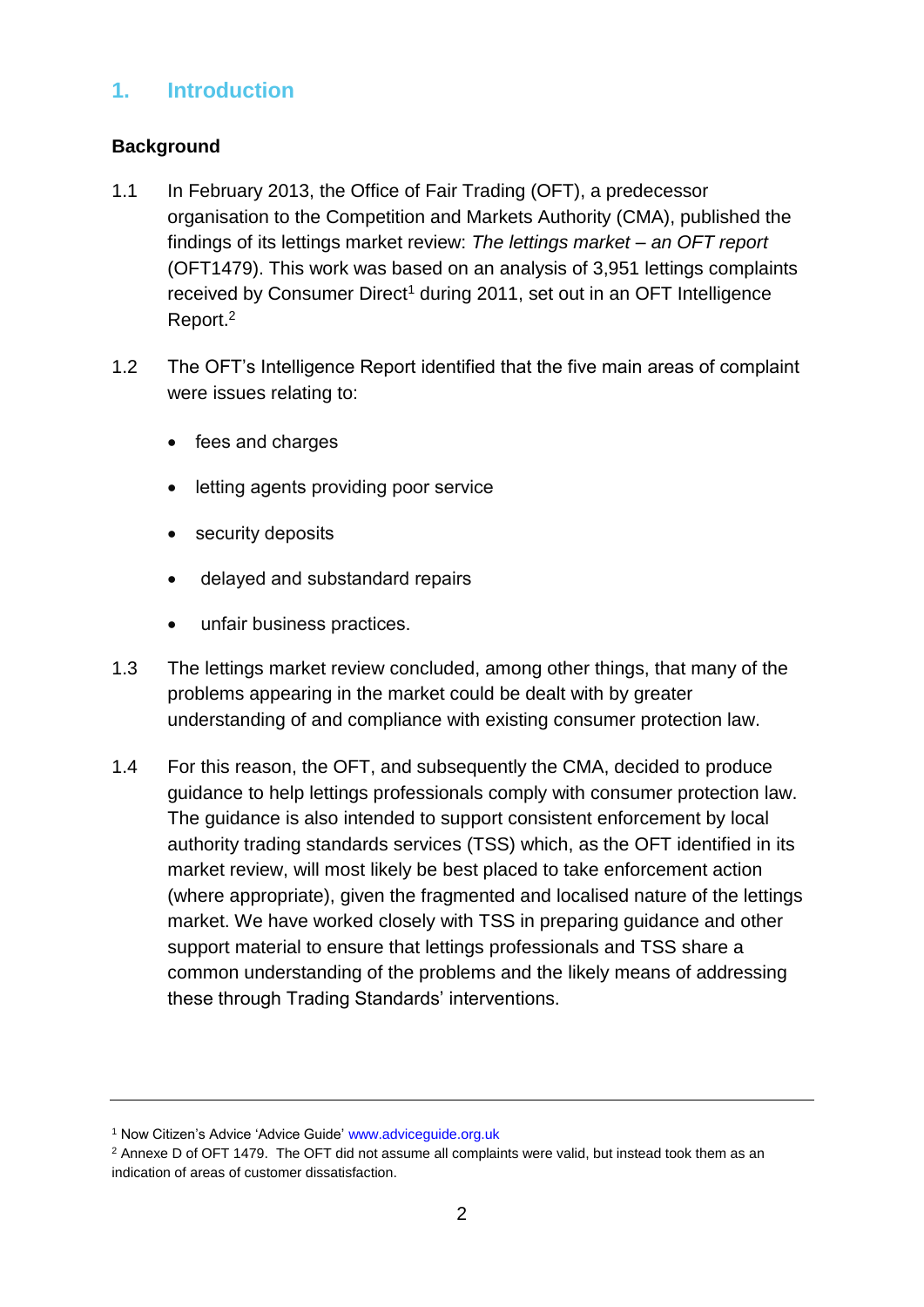## 1. Introduction

### Background

1.1 In February 2013, the Office of Fair Trading (OFT), a predecessor organisation to the Competition and Markets Authority (CMA), published the findings of its lettings market review: *The lettings market – an OFT report* (OFT1479). This work was based on an analysis of 3,951 lettings complaints received by Consumer Direct[1] during 2011, set out in an OFT Intelligence Report.[2]

1.2 The OFT's Intelligence Report identified that the five main areas of complaint were issues relating to:

- fees and charges
- letting agents providing poor service
- security deposits
- delayed and substandard repairs
- unfair business practices.

1.3 The lettings market review concluded, among other things, that many of the problems appearing in the market could be dealt with by greater understanding of and compliance with existing consumer protection law.

1.4 For this reason, the OFT, and subsequently the CMA, decided to produce guidance to help lettings professionals comply with consumer protection law. The guidance is also intended to support consistent enforcement by local authority trading standards services (TSS) which, as the OFT identified in its market review, will most likely be best placed to take enforcement action (where appropriate), given the fragmented and localised nature of the lettings market. We have worked closely with TSS in preparing guidance and other support material to ensure that lettings professionals and TSS share a common understanding of the problems and the likely means of addressing these through Trading Standards' interventions.

---

[1] Now Citizen's Advice 'Advice Guide' www.adviceguide.org.uk

[2] Annexe D of OFT 1479. The OFT did not assume all complaints were valid, but instead took them as an indication of areas of customer dissatisfaction.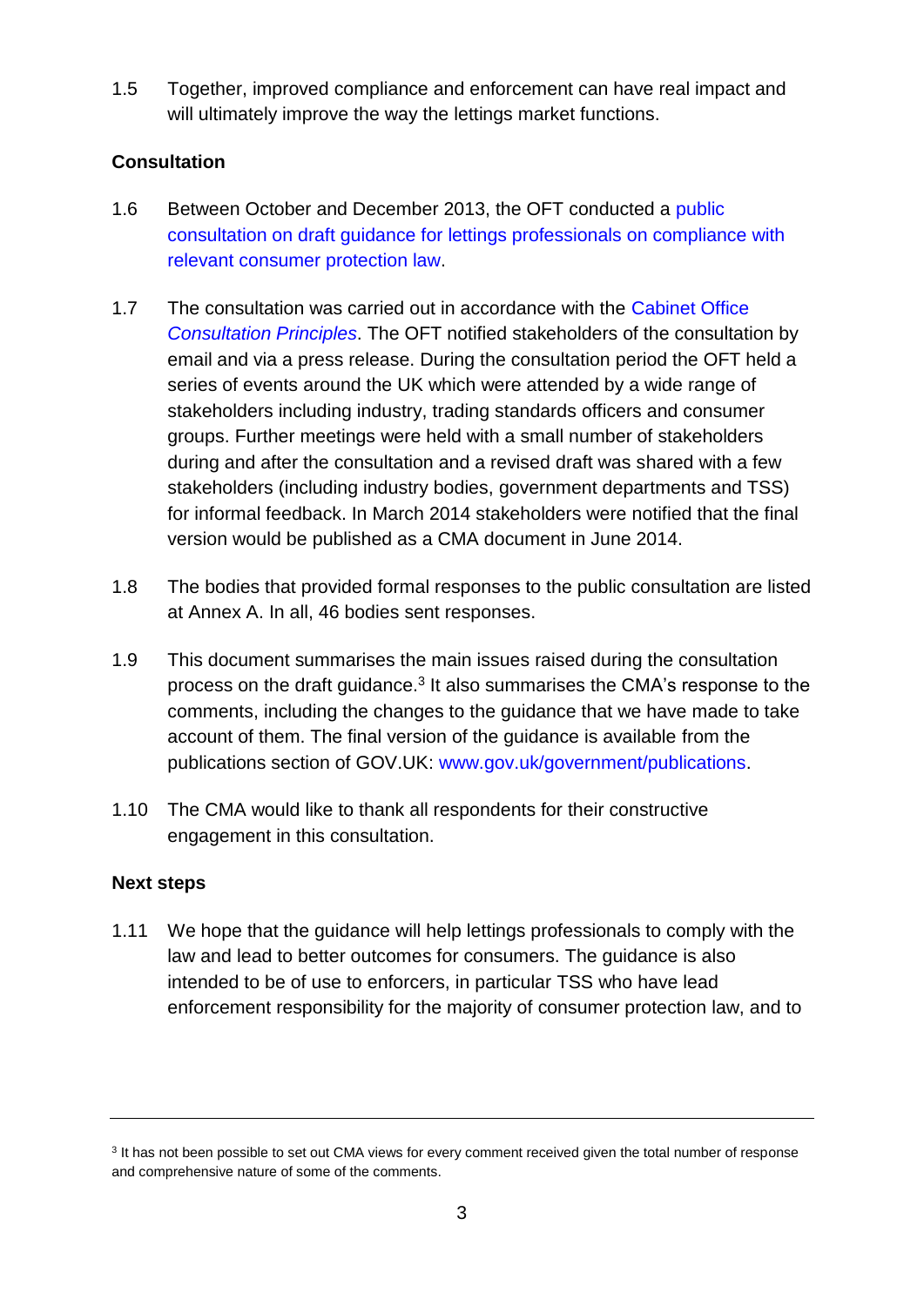1.5 Together, improved compliance and enforcement can have real impact and will ultimately improve the way the lettings market functions.

## Consultation

1.6 Between October and December 2013, the OFT conducted a public consultation on draft guidance for lettings professionals on compliance with relevant consumer protection law.

1.7 The consultation was carried out in accordance with the Cabinet Office *Consultation Principles*. The OFT notified stakeholders of the consultation by email and via a press release. During the consultation period the OFT held a series of events around the UK which were attended by a wide range of stakeholders including industry, trading standards officers and consumer groups. Further meetings were held with a small number of stakeholders during and after the consultation and a revised draft was shared with a few stakeholders (including industry bodies, government departments and TSS) for informal feedback. In March 2014 stakeholders were notified that the final version would be published as a CMA document in June 2014.

1.8 The bodies that provided formal responses to the public consultation are listed at Annex A. In all, 46 bodies sent responses.

1.9 This document summarises the main issues raised during the consultation process on the draft guidance.[3] It also summarises the CMA's response to the comments, including the changes to the guidance that we have made to take account of them. The final version of the guidance is available from the publications section of GOV.UK: www.gov.uk/government/publications.

1.10 The CMA would like to thank all respondents for their constructive engagement in this consultation.

## Next steps

1.11 We hope that the guidance will help lettings professionals to comply with the law and lead to better outcomes for consumers. The guidance is also intended to be of use to enforcers, in particular TSS who have lead enforcement responsibility for the majority of consumer protection law, and to

---

[3] It has not been possible to set out CMA views for every comment received given the total number of response and comprehensive nature of some of the comments.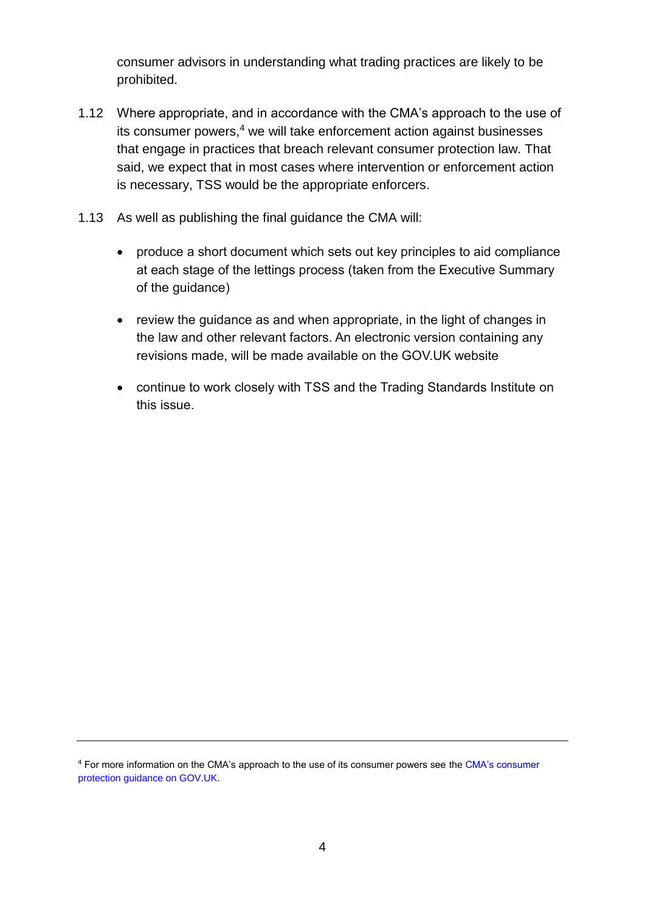consumer advisors in understanding what trading practices are likely to be prohibited.

1.12 Where appropriate, and in accordance with the CMA's approach to the use of its consumer powers,[4] we will take enforcement action against businesses that engage in practices that breach relevant consumer protection law. That said, we expect that in most cases where intervention or enforcement action is necessary, TSS would be the appropriate enforcers.

1.13 As well as publishing the final guidance the CMA will:

- produce a short document which sets out key principles to aid compliance at each stage of the lettings process (taken from the Executive Summary of the guidance)
- review the guidance as and when appropriate, in the light of changes in the law and other relevant factors. An electronic version containing any revisions made, will be made available on the GOV.UK website
- continue to work closely with TSS and the Trading Standards Institute on this issue.

---

[4] For more information on the CMA's approach to the use of its consumer powers see the CMA's consumer protection guidance on GOV.UK.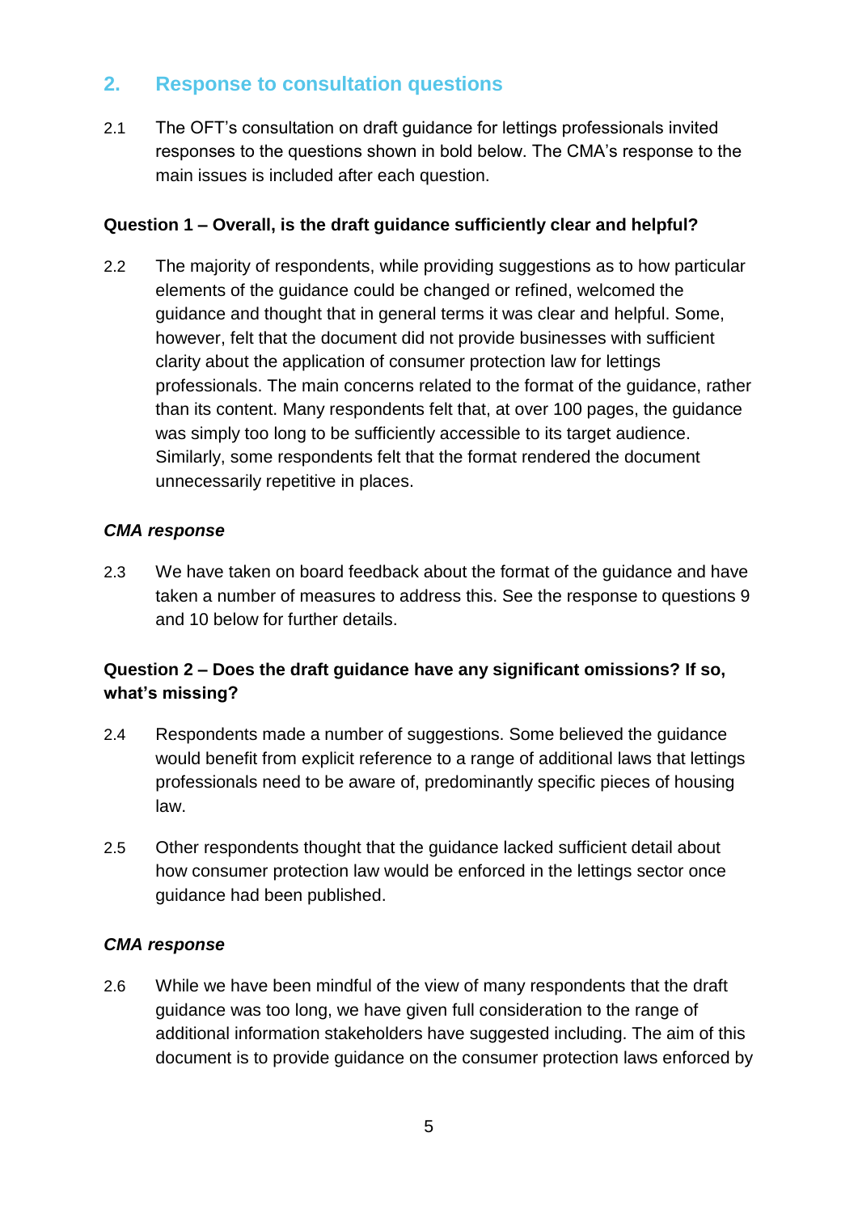## 2. Response to consultation questions

2.1 The OFT's consultation on draft guidance for lettings professionals invited responses to the questions shown in bold below. The CMA's response to the main issues is included after each question.

**Question 1 – Overall, is the draft guidance sufficiently clear and helpful?**

2.2 The majority of respondents, while providing suggestions as to how particular elements of the guidance could be changed or refined, welcomed the guidance and thought that in general terms it was clear and helpful. Some, however, felt that the document did not provide businesses with sufficient clarity about the application of consumer protection law for lettings professionals. The main concerns related to the format of the guidance, rather than its content. Many respondents felt that, at over 100 pages, the guidance was simply too long to be sufficiently accessible to its target audience. Similarly, some respondents felt that the format rendered the document unnecessarily repetitive in places.

***CMA response***

2.3 We have taken on board feedback about the format of the guidance and have taken a number of measures to address this. See the response to questions 9 and 10 below for further details.

**Question 2 – Does the draft guidance have any significant omissions? If so, what's missing?**

2.4 Respondents made a number of suggestions. Some believed the guidance would benefit from explicit reference to a range of additional laws that lettings professionals need to be aware of, predominantly specific pieces of housing law.

2.5 Other respondents thought that the guidance lacked sufficient detail about how consumer protection law would be enforced in the lettings sector once guidance had been published.

***CMA response***

2.6 While we have been mindful of the view of many respondents that the draft guidance was too long, we have given full consideration to the range of additional information stakeholders have suggested including. The aim of this document is to provide guidance on the consumer protection laws enforced by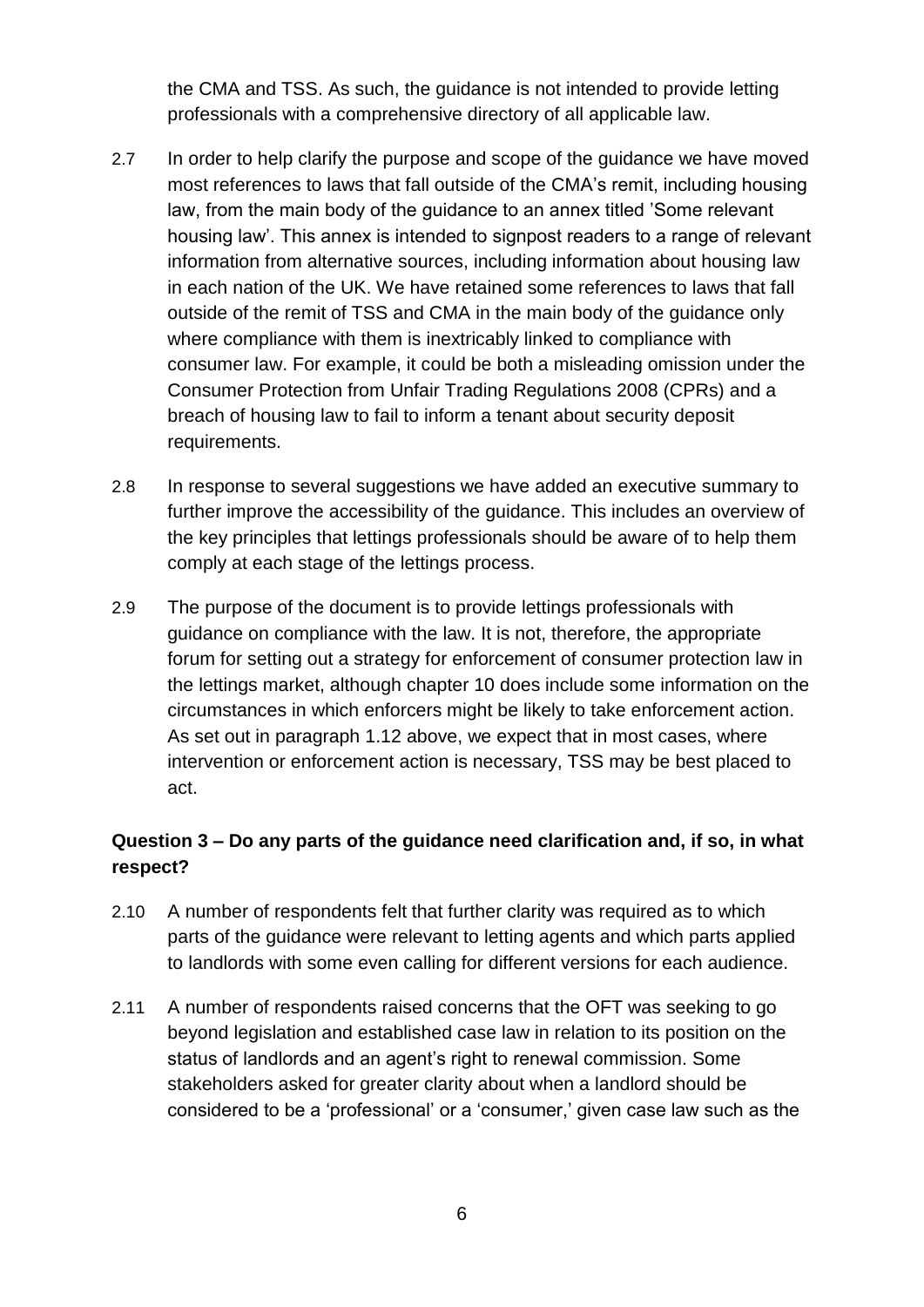the CMA and TSS. As such, the guidance is not intended to provide letting professionals with a comprehensive directory of all applicable law.

2.7 In order to help clarify the purpose and scope of the guidance we have moved most references to laws that fall outside of the CMA's remit, including housing law, from the main body of the guidance to an annex titled 'Some relevant housing law'. This annex is intended to signpost readers to a range of relevant information from alternative sources, including information about housing law in each nation of the UK. We have retained some references to laws that fall outside of the remit of TSS and CMA in the main body of the guidance only where compliance with them is inextricably linked to compliance with consumer law. For example, it could be both a misleading omission under the Consumer Protection from Unfair Trading Regulations 2008 (CPRs) and a breach of housing law to fail to inform a tenant about security deposit requirements.

2.8 In response to several suggestions we have added an executive summary to further improve the accessibility of the guidance. This includes an overview of the key principles that lettings professionals should be aware of to help them comply at each stage of the lettings process.

2.9 The purpose of the document is to provide lettings professionals with guidance on compliance with the law. It is not, therefore, the appropriate forum for setting out a strategy for enforcement of consumer protection law in the lettings market, although chapter 10 does include some information on the circumstances in which enforcers might be likely to take enforcement action. As set out in paragraph 1.12 above, we expect that in most cases, where intervention or enforcement action is necessary, TSS may be best placed to act.

**Question 3 – Do any parts of the guidance need clarification and, if so, in what respect?**

2.10 A number of respondents felt that further clarity was required as to which parts of the guidance were relevant to letting agents and which parts applied to landlords with some even calling for different versions for each audience.

2.11 A number of respondents raised concerns that the OFT was seeking to go beyond legislation and established case law in relation to its position on the status of landlords and an agent's right to renewal commission. Some stakeholders asked for greater clarity about when a landlord should be considered to be a 'professional' or a 'consumer,' given case law such as the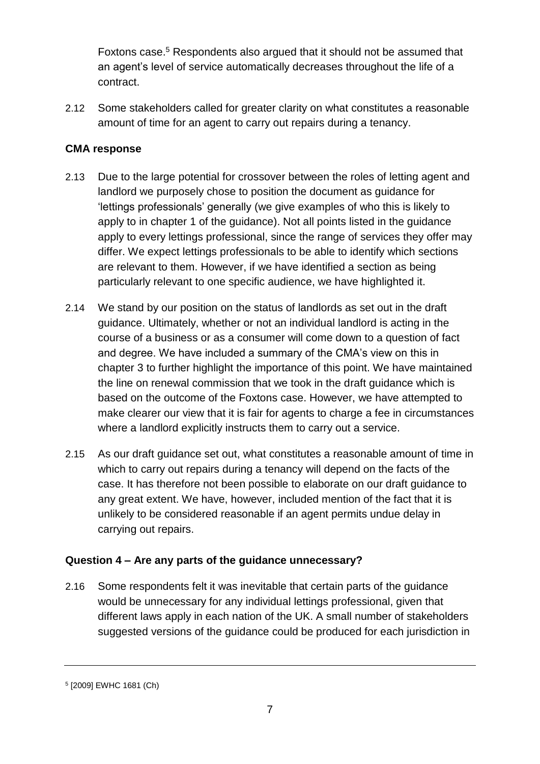Foxtons case.[5] Respondents also argued that it should not be assumed that an agent's level of service automatically decreases throughout the life of a contract.

2.12 Some stakeholders called for greater clarity on what constitutes a reasonable amount of time for an agent to carry out repairs during a tenancy.

**CMA response**

2.13 Due to the large potential for crossover between the roles of letting agent and landlord we purposely chose to position the document as guidance for 'lettings professionals' generally (we give examples of who this is likely to apply to in chapter 1 of the guidance). Not all points listed in the guidance apply to every lettings professional, since the range of services they offer may differ. We expect lettings professionals to be able to identify which sections are relevant to them. However, if we have identified a section as being particularly relevant to one specific audience, we have highlighted it.

2.14 We stand by our position on the status of landlords as set out in the draft guidance. Ultimately, whether or not an individual landlord is acting in the course of a business or as a consumer will come down to a question of fact and degree. We have included a summary of the CMA's view on this in chapter 3 to further highlight the importance of this point. We have maintained the line on renewal commission that we took in the draft guidance which is based on the outcome of the Foxtons case. However, we have attempted to make clearer our view that it is fair for agents to charge a fee in circumstances where a landlord explicitly instructs them to carry out a service.

2.15 As our draft guidance set out, what constitutes a reasonable amount of time in which to carry out repairs during a tenancy will depend on the facts of the case. It has therefore not been possible to elaborate on our draft guidance to any great extent. We have, however, included mention of the fact that it is unlikely to be considered reasonable if an agent permits undue delay in carrying out repairs.

**Question 4 – Are any parts of the guidance unnecessary?**

2.16 Some respondents felt it was inevitable that certain parts of the guidance would be unnecessary for any individual lettings professional, given that different laws apply in each nation of the UK. A small number of stakeholders suggested versions of the guidance could be produced for each jurisdiction in

---

[5] [2009] EWHC 1681 (Ch)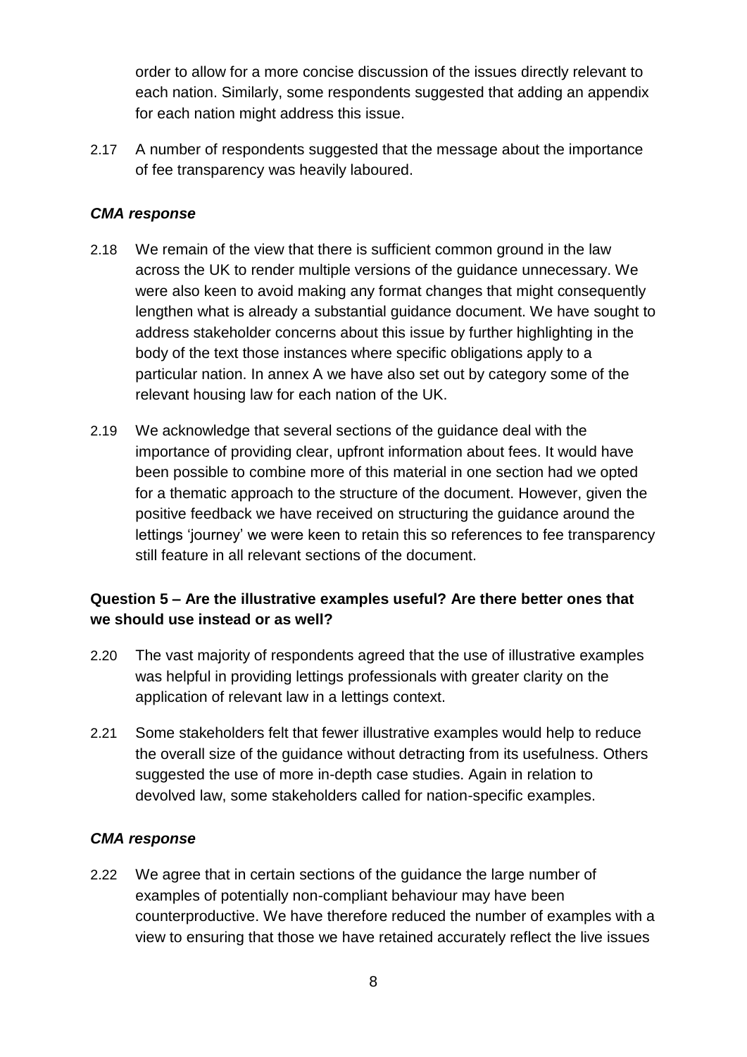order to allow for a more concise discussion of the issues directly relevant to each nation. Similarly, some respondents suggested that adding an appendix for each nation might address this issue.

2.17 A number of respondents suggested that the message about the importance of fee transparency was heavily laboured.

### *CMA response*

2.18 We remain of the view that there is sufficient common ground in the law across the UK to render multiple versions of the guidance unnecessary. We were also keen to avoid making any format changes that might consequently lengthen what is already a substantial guidance document. We have sought to address stakeholder concerns about this issue by further highlighting in the body of the text those instances where specific obligations apply to a particular nation. In annex A we have also set out by category some of the relevant housing law for each nation of the UK.

2.19 We acknowledge that several sections of the guidance deal with the importance of providing clear, upfront information about fees. It would have been possible to combine more of this material in one section had we opted for a thematic approach to the structure of the document. However, given the positive feedback we have received on structuring the guidance around the lettings 'journey' we were keen to retain this so references to fee transparency still feature in all relevant sections of the document.

### **Question 5 – Are the illustrative examples useful? Are there better ones that we should use instead or as well?**

2.20 The vast majority of respondents agreed that the use of illustrative examples was helpful in providing lettings professionals with greater clarity on the application of relevant law in a lettings context.

2.21 Some stakeholders felt that fewer illustrative examples would help to reduce the overall size of the guidance without detracting from its usefulness. Others suggested the use of more in-depth case studies. Again in relation to devolved law, some stakeholders called for nation-specific examples.

### *CMA response*

2.22 We agree that in certain sections of the guidance the large number of examples of potentially non-compliant behaviour may have been counterproductive. We have therefore reduced the number of examples with a view to ensuring that those we have retained accurately reflect the live issues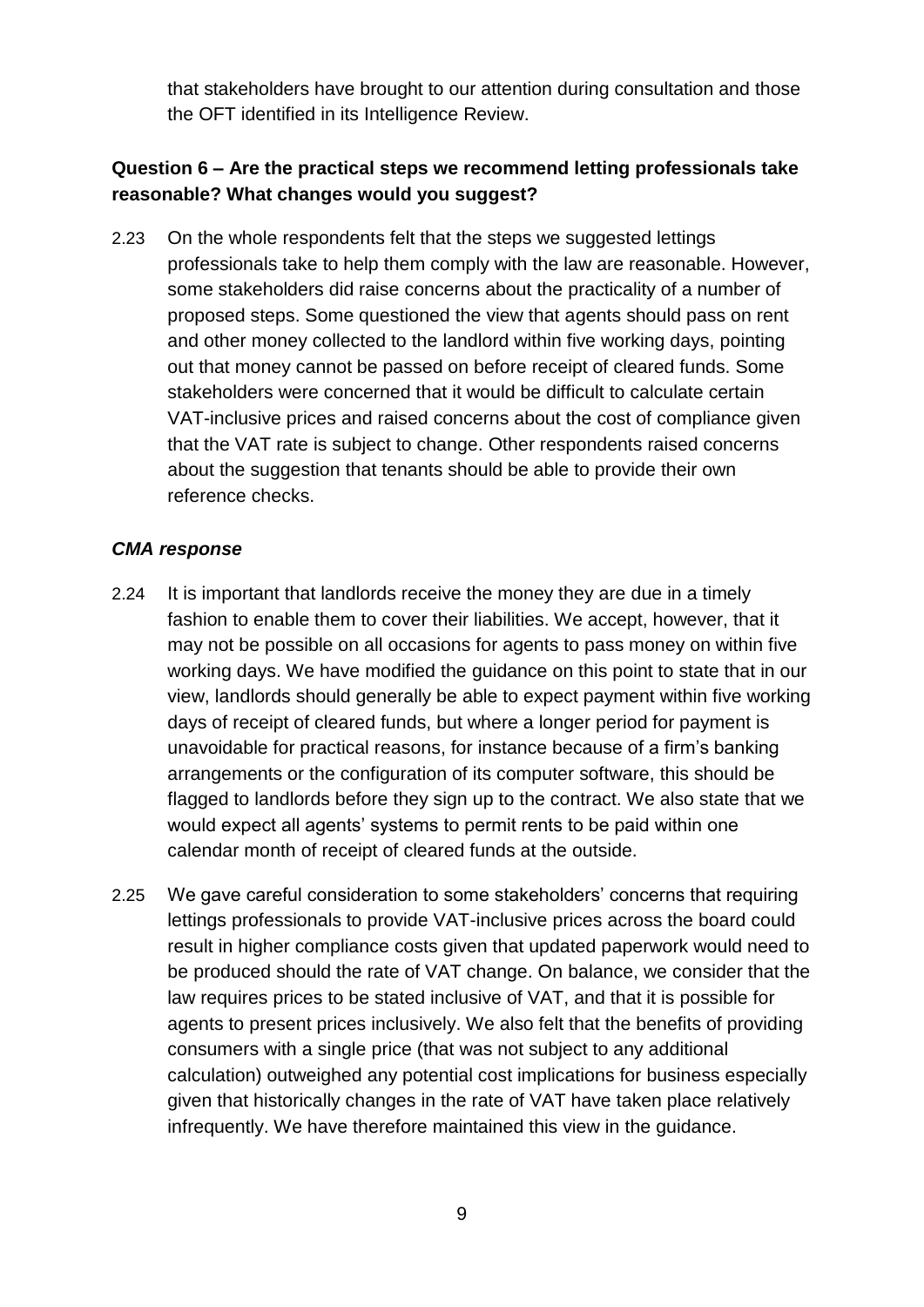that stakeholders have brought to our attention during consultation and those the OFT identified in its Intelligence Review.

**Question 6 – Are the practical steps we recommend letting professionals take reasonable? What changes would you suggest?**

2.23 On the whole respondents felt that the steps we suggested lettings professionals take to help them comply with the law are reasonable. However, some stakeholders did raise concerns about the practicality of a number of proposed steps. Some questioned the view that agents should pass on rent and other money collected to the landlord within five working days, pointing out that money cannot be passed on before receipt of cleared funds. Some stakeholders were concerned that it would be difficult to calculate certain VAT-inclusive prices and raised concerns about the cost of compliance given that the VAT rate is subject to change. Other respondents raised concerns about the suggestion that tenants should be able to provide their own reference checks.

***CMA response***

2.24 It is important that landlords receive the money they are due in a timely fashion to enable them to cover their liabilities. We accept, however, that it may not be possible on all occasions for agents to pass money on within five working days. We have modified the guidance on this point to state that in our view, landlords should generally be able to expect payment within five working days of receipt of cleared funds, but where a longer period for payment is unavoidable for practical reasons, for instance because of a firm's banking arrangements or the configuration of its computer software, this should be flagged to landlords before they sign up to the contract. We also state that we would expect all agents' systems to permit rents to be paid within one calendar month of receipt of cleared funds at the outside.

2.25 We gave careful consideration to some stakeholders' concerns that requiring lettings professionals to provide VAT-inclusive prices across the board could result in higher compliance costs given that updated paperwork would need to be produced should the rate of VAT change. On balance, we consider that the law requires prices to be stated inclusive of VAT, and that it is possible for agents to present prices inclusively. We also felt that the benefits of providing consumers with a single price (that was not subject to any additional calculation) outweighed any potential cost implications for business especially given that historically changes in the rate of VAT have taken place relatively infrequently. We have therefore maintained this view in the guidance.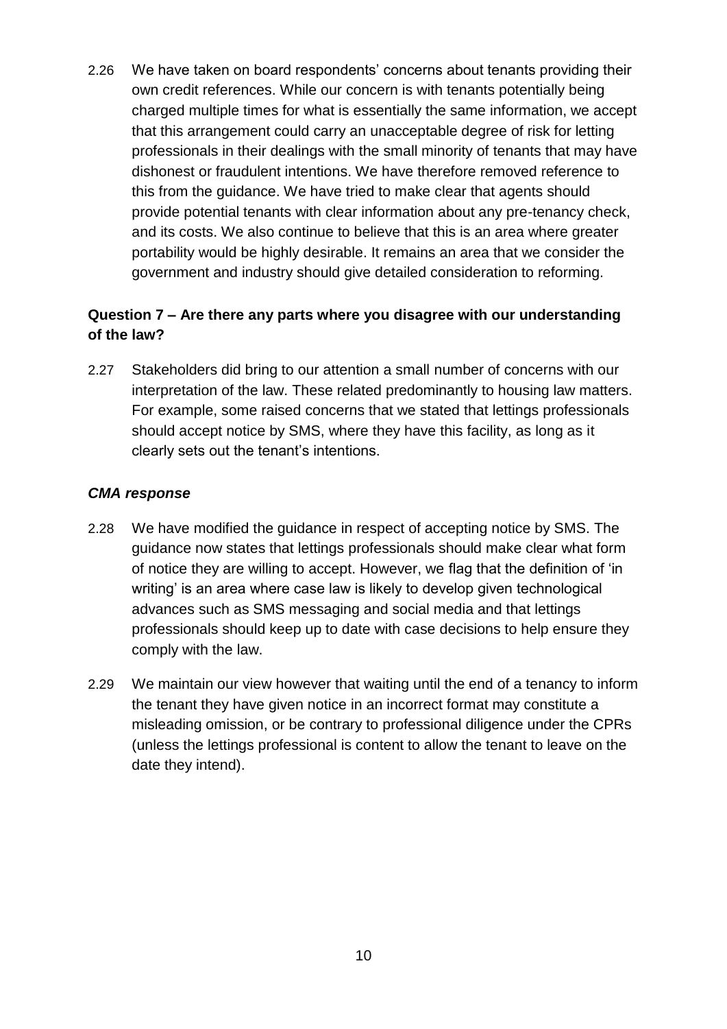2.26 We have taken on board respondents' concerns about tenants providing their own credit references. While our concern is with tenants potentially being charged multiple times for what is essentially the same information, we accept that this arrangement could carry an unacceptable degree of risk for letting professionals in their dealings with the small minority of tenants that may have dishonest or fraudulent intentions. We have therefore removed reference to this from the guidance. We have tried to make clear that agents should provide potential tenants with clear information about any pre-tenancy check, and its costs. We also continue to believe that this is an area where greater portability would be highly desirable. It remains an area that we consider the government and industry should give detailed consideration to reforming.

### Question 7 – Are there any parts where you disagree with our understanding of the law?

2.27 Stakeholders did bring to our attention a small number of concerns with our interpretation of the law. These related predominantly to housing law matters. For example, some raised concerns that we stated that lettings professionals should accept notice by SMS, where they have this facility, as long as it clearly sets out the tenant's intentions.

#### *CMA response*

2.28 We have modified the guidance in respect of accepting notice by SMS. The guidance now states that lettings professionals should make clear what form of notice they are willing to accept. However, we flag that the definition of 'in writing' is an area where case law is likely to develop given technological advances such as SMS messaging and social media and that lettings professionals should keep up to date with case decisions to help ensure they comply with the law.

2.29 We maintain our view however that waiting until the end of a tenancy to inform the tenant they have given notice in an incorrect format may constitute a misleading omission, or be contrary to professional diligence under the CPRs (unless the lettings professional is content to allow the tenant to leave on the date they intend).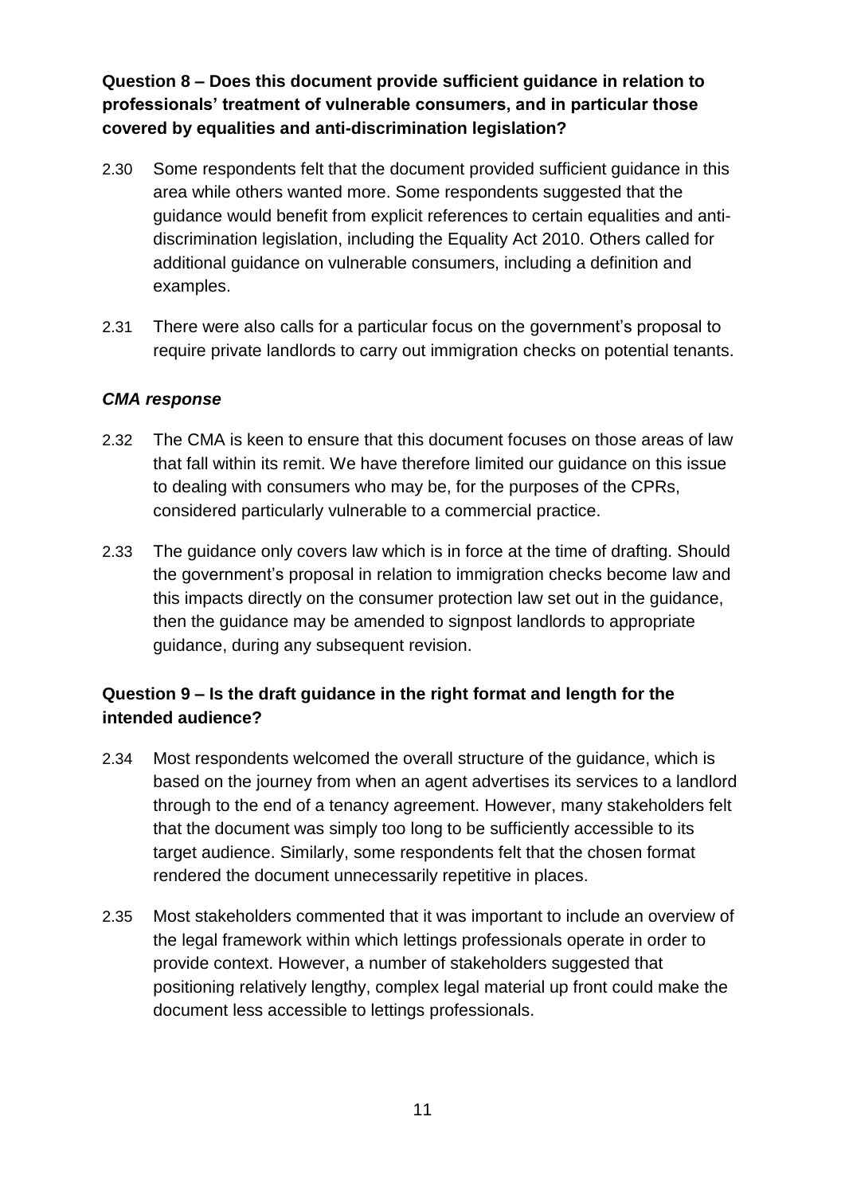**Question 8 – Does this document provide sufficient guidance in relation to professionals' treatment of vulnerable consumers, and in particular those covered by equalities and anti-discrimination legislation?**

2.30 Some respondents felt that the document provided sufficient guidance in this area while others wanted more. Some respondents suggested that the guidance would benefit from explicit references to certain equalities and anti-discrimination legislation, including the Equality Act 2010. Others called for additional guidance on vulnerable consumers, including a definition and examples.

2.31 There were also calls for a particular focus on the government's proposal to require private landlords to carry out immigration checks on potential tenants.

***CMA response***

2.32 The CMA is keen to ensure that this document focuses on those areas of law that fall within its remit. We have therefore limited our guidance on this issue to dealing with consumers who may be, for the purposes of the CPRs, considered particularly vulnerable to a commercial practice.

2.33 The guidance only covers law which is in force at the time of drafting. Should the government's proposal in relation to immigration checks become law and this impacts directly on the consumer protection law set out in the guidance, then the guidance may be amended to signpost landlords to appropriate guidance, during any subsequent revision.

**Question 9 – Is the draft guidance in the right format and length for the intended audience?**

2.34 Most respondents welcomed the overall structure of the guidance, which is based on the journey from when an agent advertises its services to a landlord through to the end of a tenancy agreement. However, many stakeholders felt that the document was simply too long to be sufficiently accessible to its target audience. Similarly, some respondents felt that the chosen format rendered the document unnecessarily repetitive in places.

2.35 Most stakeholders commented that it was important to include an overview of the legal framework within which lettings professionals operate in order to provide context. However, a number of stakeholders suggested that positioning relatively lengthy, complex legal material up front could make the document less accessible to lettings professionals.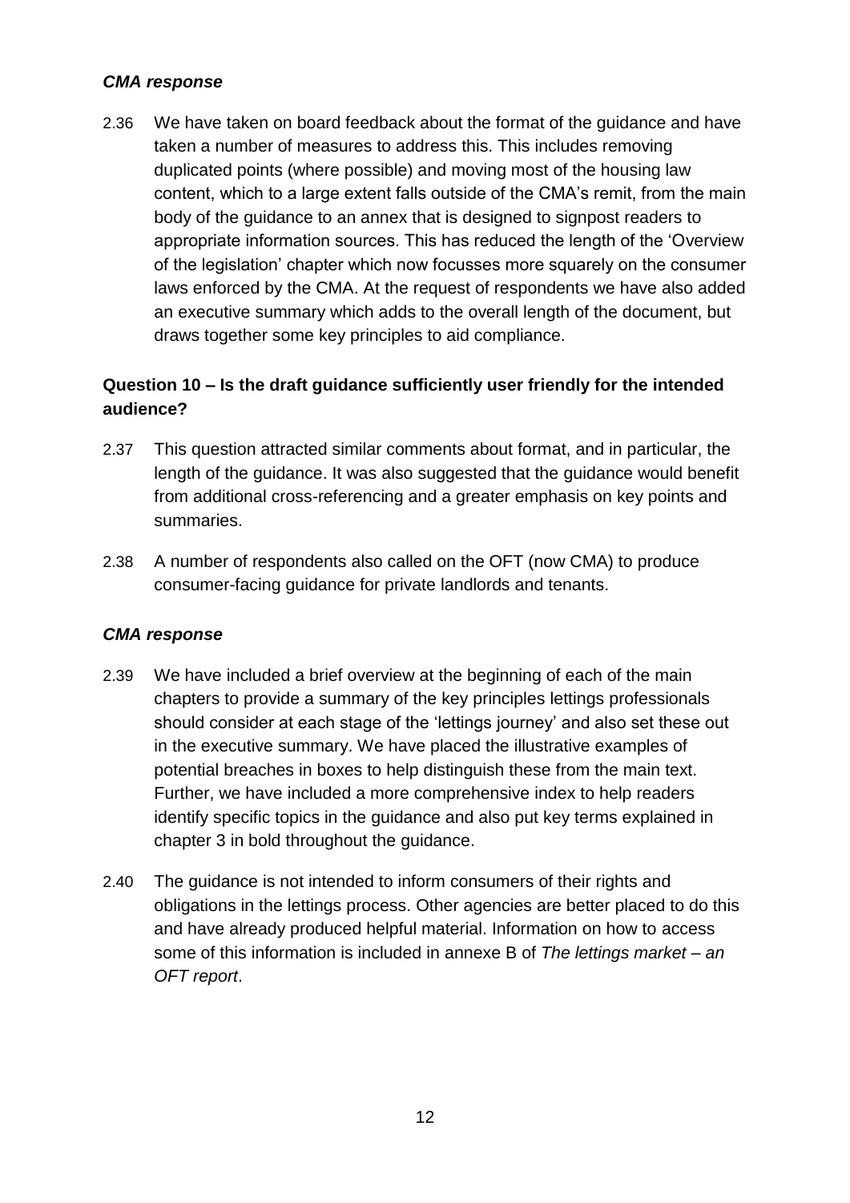### *CMA response*

2.36 We have taken on board feedback about the format of the guidance and have taken a number of measures to address this. This includes removing duplicated points (where possible) and moving most of the housing law content, which to a large extent falls outside of the CMA's remit, from the main body of the guidance to an annex that is designed to signpost readers to appropriate information sources. This has reduced the length of the 'Overview of the legislation' chapter which now focusses more squarely on the consumer laws enforced by the CMA. At the request of respondents we have also added an executive summary which adds to the overall length of the document, but draws together some key principles to aid compliance.

### **Question 10 – Is the draft guidance sufficiently user friendly for the intended audience?**

2.37 This question attracted similar comments about format, and in particular, the length of the guidance. It was also suggested that the guidance would benefit from additional cross-referencing and a greater emphasis on key points and summaries.

2.38 A number of respondents also called on the OFT (now CMA) to produce consumer-facing guidance for private landlords and tenants.

### *CMA response*

2.39 We have included a brief overview at the beginning of each of the main chapters to provide a summary of the key principles lettings professionals should consider at each stage of the 'lettings journey' and also set these out in the executive summary. We have placed the illustrative examples of potential breaches in boxes to help distinguish these from the main text. Further, we have included a more comprehensive index to help readers identify specific topics in the guidance and also put key terms explained in chapter 3 in bold throughout the guidance.

2.40 The guidance is not intended to inform consumers of their rights and obligations in the lettings process. Other agencies are better placed to do this and have already produced helpful material. Information on how to access some of this information is included in annexe B of *The lettings market – an OFT report*.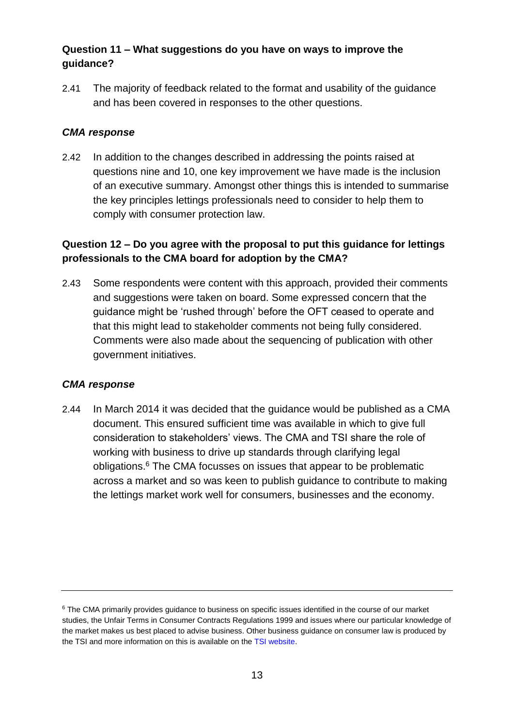### Question 11 – What suggestions do you have on ways to improve the guidance?

2.41 The majority of feedback related to the format and usability of the guidance and has been covered in responses to the other questions.

#### *CMA response*

2.42 In addition to the changes described in addressing the points raised at questions nine and 10, one key improvement we have made is the inclusion of an executive summary. Amongst other things this is intended to summarise the key principles lettings professionals need to consider to help them to comply with consumer protection law.

### Question 12 – Do you agree with the proposal to put this guidance for lettings professionals to the CMA board for adoption by the CMA?

2.43 Some respondents were content with this approach, provided their comments and suggestions were taken on board. Some expressed concern that the guidance might be 'rushed through' before the OFT ceased to operate and that this might lead to stakeholder comments not being fully considered. Comments were also made about the sequencing of publication with other government initiatives.

#### *CMA response*

2.44 In March 2014 it was decided that the guidance would be published as a CMA document. This ensured sufficient time was available in which to give full consideration to stakeholders' views. The CMA and TSI share the role of working with business to drive up standards through clarifying legal obligations.[6] The CMA focusses on issues that appear to be problematic across a market and so was keen to publish guidance to contribute to making the lettings market work well for consumers, businesses and the economy.

---

[6] The CMA primarily provides guidance to business on specific issues identified in the course of our market studies, the Unfair Terms in Consumer Contracts Regulations 1999 and issues where our particular knowledge of the market makes us best placed to advise business. Other business guidance on consumer law is produced by the TSI and more information on this is available on the TSI website.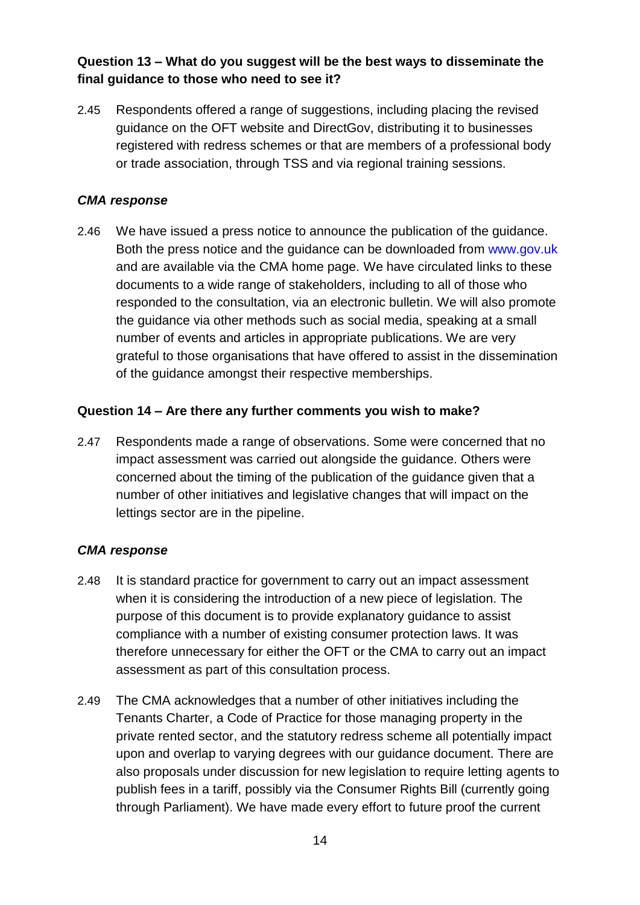**Question 13 – What do you suggest will be the best ways to disseminate the final guidance to those who need to see it?**

2.45 Respondents offered a range of suggestions, including placing the revised guidance on the OFT website and DirectGov, distributing it to businesses registered with redress schemes or that are members of a professional body or trade association, through TSS and via regional training sessions.

***CMA response***

2.46 We have issued a press notice to announce the publication of the guidance. Both the press notice and the guidance can be downloaded from www.gov.uk and are available via the CMA home page. We have circulated links to these documents to a wide range of stakeholders, including to all of those who responded to the consultation, via an electronic bulletin. We will also promote the guidance via other methods such as social media, speaking at a small number of events and articles in appropriate publications. We are very grateful to those organisations that have offered to assist in the dissemination of the guidance amongst their respective memberships.

**Question 14 – Are there any further comments you wish to make?**

2.47 Respondents made a range of observations. Some were concerned that no impact assessment was carried out alongside the guidance. Others were concerned about the timing of the publication of the guidance given that a number of other initiatives and legislative changes that will impact on the lettings sector are in the pipeline.

***CMA response***

2.48 It is standard practice for government to carry out an impact assessment when it is considering the introduction of a new piece of legislation. The purpose of this document is to provide explanatory guidance to assist compliance with a number of existing consumer protection laws. It was therefore unnecessary for either the OFT or the CMA to carry out an impact assessment as part of this consultation process.

2.49 The CMA acknowledges that a number of other initiatives including the Tenants Charter, a Code of Practice for those managing property in the private rented sector, and the statutory redress scheme all potentially impact upon and overlap to varying degrees with our guidance document. There are also proposals under discussion for new legislation to require letting agents to publish fees in a tariff, possibly via the Consumer Rights Bill (currently going through Parliament). We have made every effort to future proof the current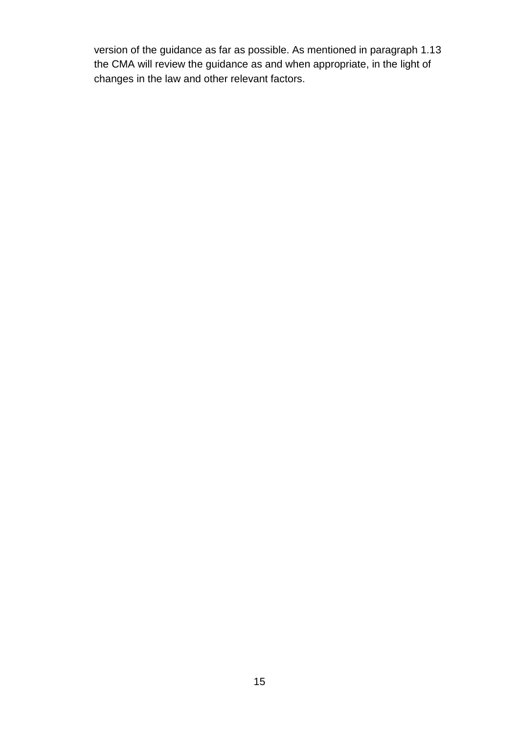version of the guidance as far as possible. As mentioned in paragraph 1.13 the CMA will review the guidance as and when appropriate, in the light of changes in the law and other relevant factors.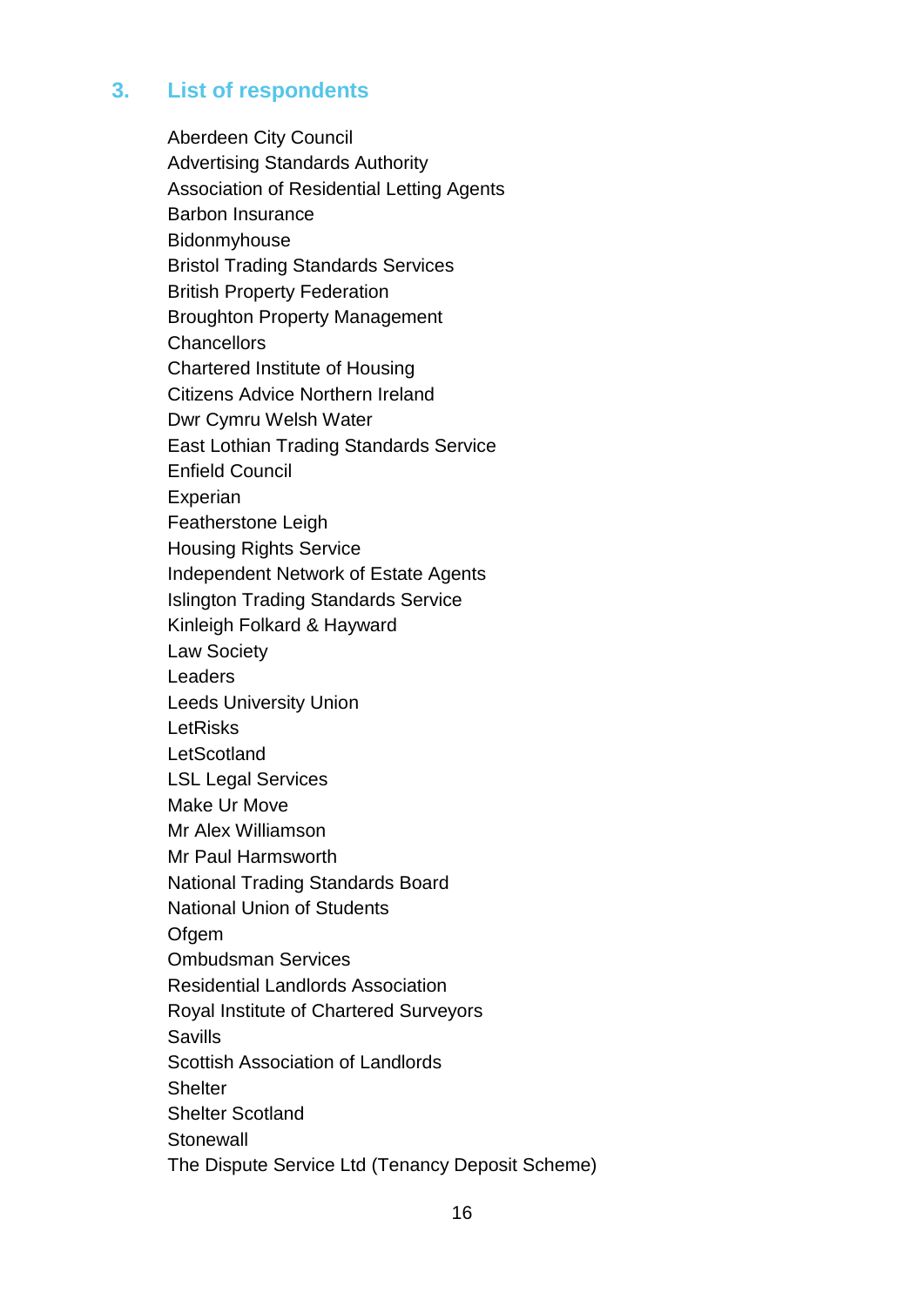## 3. List of respondents

Aberdeen City Council
Advertising Standards Authority
Association of Residential Letting Agents
Barbon Insurance
Bidonmyhouse
Bristol Trading Standards Services
British Property Federation
Broughton Property Management
Chancellors
Chartered Institute of Housing
Citizens Advice Northern Ireland
Dwr Cymru Welsh Water
East Lothian Trading Standards Service
Enfield Council
Experian
Featherstone Leigh
Housing Rights Service
Independent Network of Estate Agents
Islington Trading Standards Service
Kinleigh Folkard & Hayward
Law Society
Leaders
Leeds University Union
LetRisks
LetScotland
LSL Legal Services
Make Ur Move
Mr Alex Williamson
Mr Paul Harmsworth
National Trading Standards Board
National Union of Students
Ofgem
Ombudsman Services
Residential Landlords Association
Royal Institute of Chartered Surveyors
Savills
Scottish Association of Landlords
Shelter
Shelter Scotland
Stonewall
The Dispute Service Ltd (Tenancy Deposit Scheme)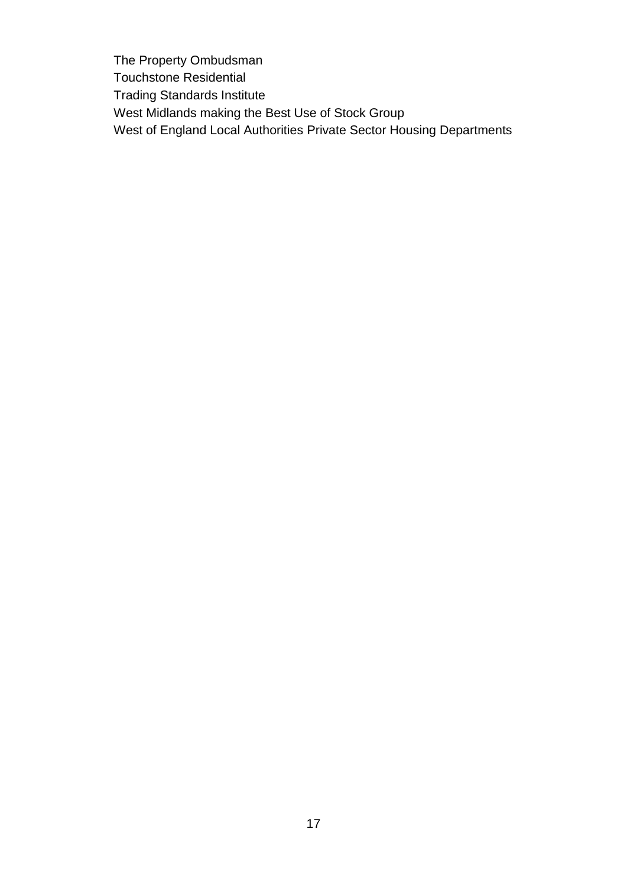The Property Ombudsman
Touchstone Residential
Trading Standards Institute
West Midlands making the Best Use of Stock Group
West of England Local Authorities Private Sector Housing Departments